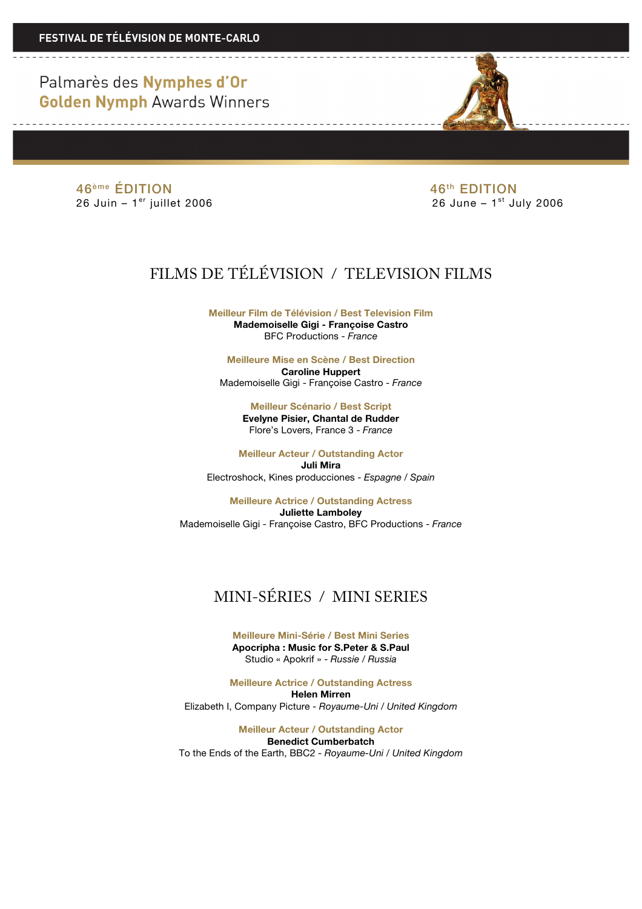FESTIVAL DE TÉLÉVISION DE MONTE-CARLO

# Palmarès des Nymphes d'Or
# Golden Nymph Awards Winners

**46ème ÉDITION**
26 Juin – 1er juillet 2006

**46th EDITION**
26 June – 1st July 2006

## FILMS DE TÉLÉVISION / TELEVISION FILMS

**Meilleur Film de Télévision / Best Television Film**
**Mademoiselle Gigi - Françoise Castro**
BFC Productions - *France*

**Meilleure Mise en Scène / Best Direction**
**Caroline Huppert**
Mademoiselle Gigi - Françoise Castro - *France*

**Meilleur Scénario / Best Script**
**Evelyne Pisier, Chantal de Rudder**
Flore's Lovers, France 3 - *France*

**Meilleur Acteur / Outstanding Actor**
**Juli Mira**
Electroshock, Kines producciones - *Espagne / Spain*

**Meilleure Actrice / Outstanding Actress**
**Juliette Lamboley**
Mademoiselle Gigi - Françoise Castro, BFC Productions - *France*

## MINI-SÉRIES / MINI SERIES

**Meilleure Mini-Série / Best Mini Series**
**Apocripha : Music for S.Peter & S.Paul**
Studio « Apokrif » - *Russie / Russia*

**Meilleure Actrice / Outstanding Actress**
**Helen Mirren**
Elizabeth I, Company Picture - *Royaume-Uni / United Kingdom*

**Meilleur Acteur / Outstanding Actor**
**Benedict Cumberbatch**
To the Ends of the Earth, BBC2 - *Royaume-Uni / United Kingdom*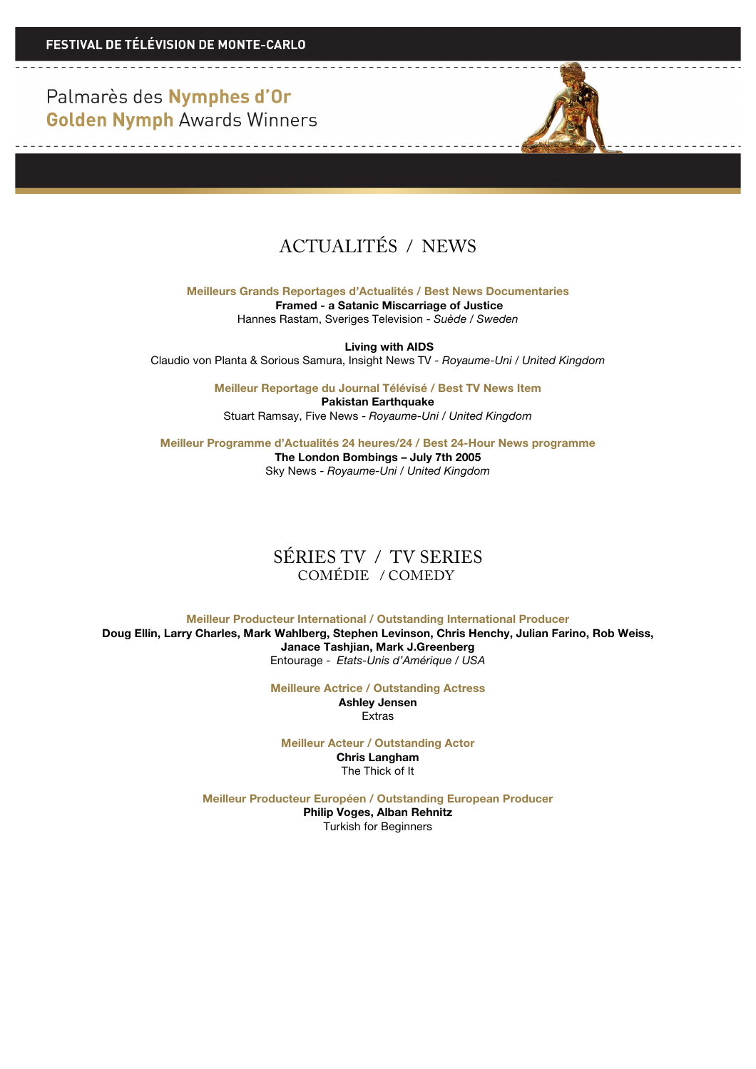# ACTUALITÉS / NEWS

**Meilleurs Grands Reportages d'Actualités / Best News Documentaries**

**Framed - a Satanic Miscarriage of Justice**
Hannes Rastam, Sveriges Television - *Suède / Sweden*

**Living with AIDS**
Claudio von Planta & Sorious Samura, Insight News TV - *Royaume-Uni / United Kingdom*

**Meilleur Reportage du Journal Télévisé / Best TV News Item**

**Pakistan Earthquake**
Stuart Ramsay, Five News - *Royaume-Uni / United Kingdom*

**Meilleur Programme d'Actualités 24 heures/24 / Best 24-Hour News programme**

**The London Bombings – July 7th 2005**
Sky News - *Royaume-Uni / United Kingdom*

# SÉRIES TV / TV SERIES

## COMÉDIE / COMEDY

**Meilleur Producteur International / Outstanding International Producer**

**Doug Ellin, Larry Charles, Mark Wahlberg, Stephen Levinson, Chris Henchy, Julian Farino, Rob Weiss, Janace Tashjian, Mark J.Greenberg**
Entourage - *Etats-Unis d'Amérique / USA*

**Meilleure Actrice / Outstanding Actress**

**Ashley Jensen**
Extras

**Meilleur Acteur / Outstanding Actor**

**Chris Langham**
The Thick of It

**Meilleur Producteur Européen / Outstanding European Producer**

**Philip Voges, Alban Rehnitz**
Turkish for Beginners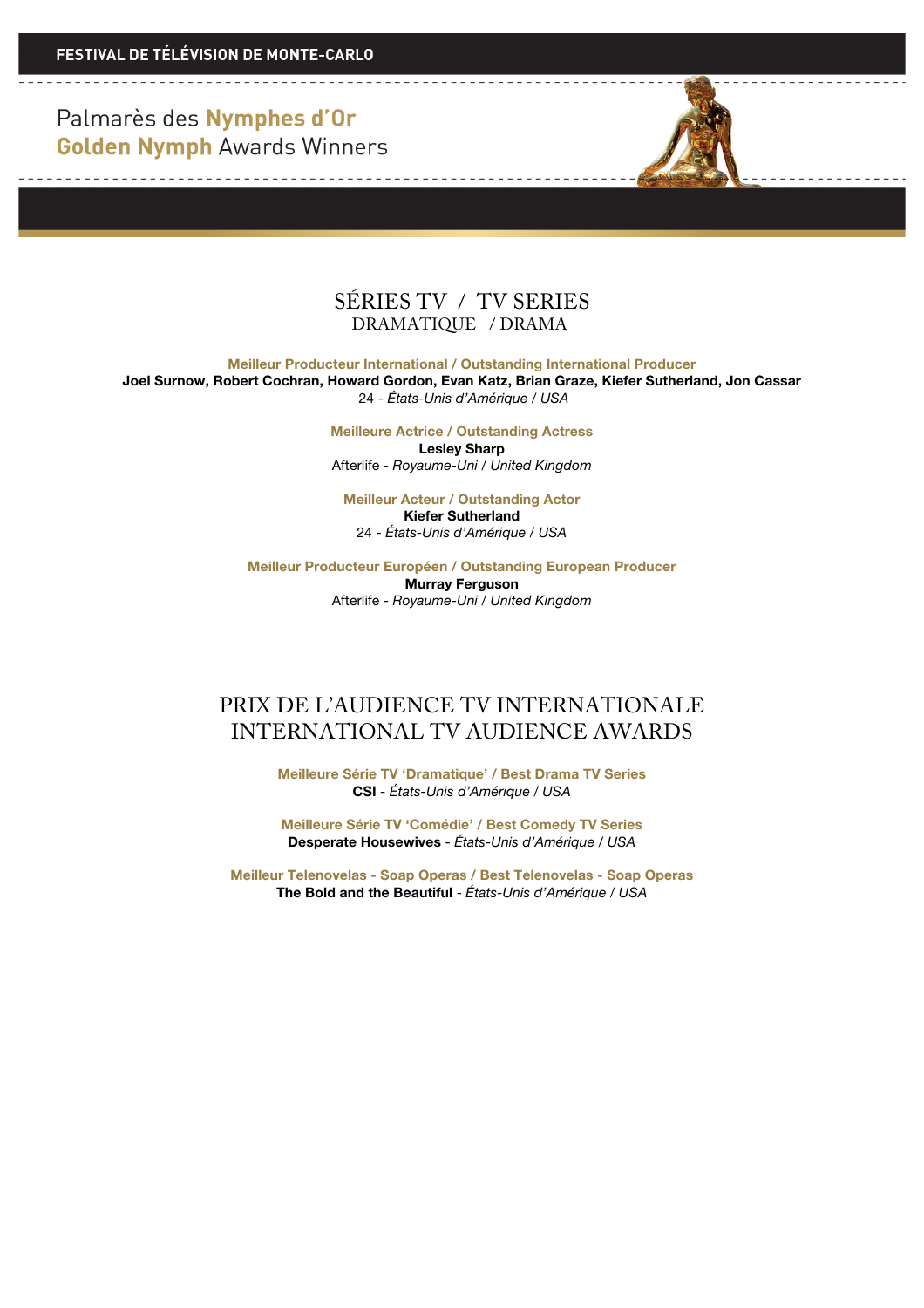FESTIVAL DE TÉLÉVISION DE MONTE-CARLO

Palmarès des **Nymphes d'Or**
**Golden Nymph** Awards Winners

# SÉRIES TV / TV SERIES
## DRAMATIQUE / DRAMA

**Meilleur Producteur International / Outstanding International Producer**
**Joel Surnow, Robert Cochran, Howard Gordon, Evan Katz, Brian Graze, Kiefer Sutherland, Jon Cassar**
24 - *États-Unis d'Amérique / USA*

**Meilleure Actrice / Outstanding Actress**
**Lesley Sharp**
Afterlife - *Royaume-Uni / United Kingdom*

**Meilleur Acteur / Outstanding Actor**
**Kiefer Sutherland**
24 - *États-Unis d'Amérique / USA*

**Meilleur Producteur Européen / Outstanding European Producer**
**Murray Ferguson**
Afterlife - *Royaume-Uni / United Kingdom*

# PRIX DE L'AUDIENCE TV INTERNATIONALE
# INTERNATIONAL TV AUDIENCE AWARDS

**Meilleure Série TV 'Dramatique' / Best Drama TV Series**
**CSI** - *États-Unis d'Amérique / USA*

**Meilleure Série TV 'Comédie' / Best Comedy TV Series**
**Desperate Housewives** - *États-Unis d'Amérique / USA*

**Meilleur Telenovelas - Soap Operas / Best Telenovelas - Soap Operas**
**The Bold and the Beautiful** - *États-Unis d'Amérique / USA*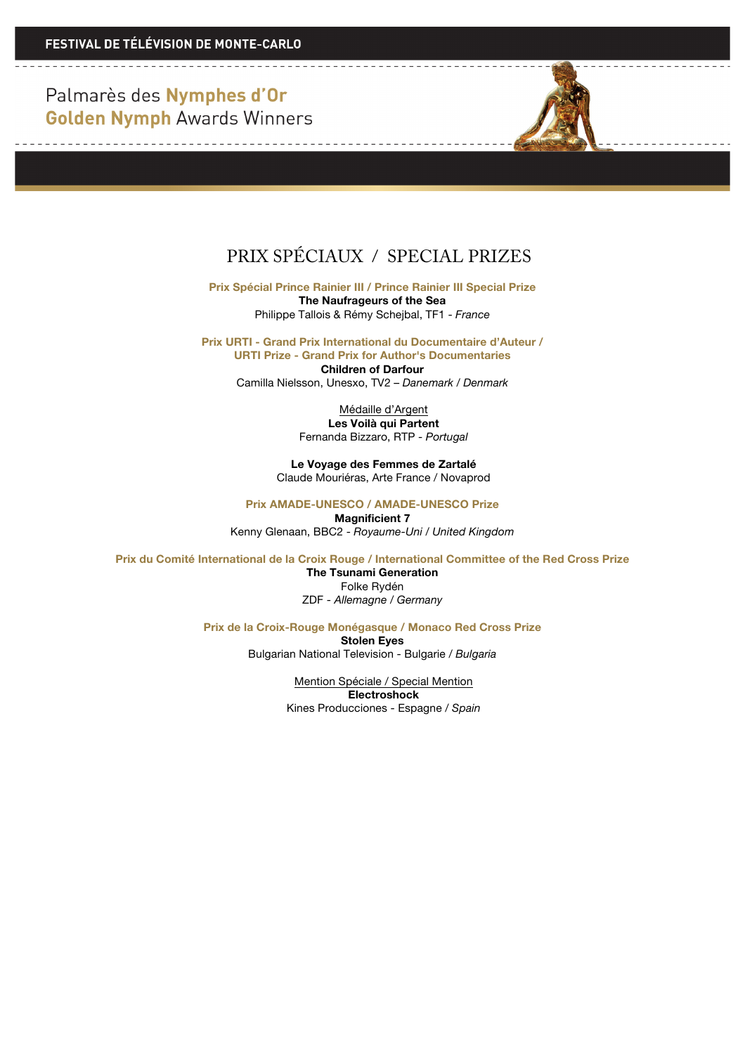FESTIVAL DE TÉLÉVISION DE MONTE-CARLO

Palmarès des **Nymphes d'Or**
**Golden Nymph** Awards Winners

# PRIX SPÉCIAUX / SPECIAL PRIZES

**Prix Spécial Prince Rainier III / Prince Rainier III Special Prize**
**The Naufrageurs of the Sea**
Philippe Tallois & Rémy Schejbal, TF1 - *France*

**Prix URTI - Grand Prix International du Documentaire d'Auteur / URTI Prize - Grand Prix for Author's Documentaries**
**Children of Darfour**
Camilla Nielsson, Unesxo, TV2 – *Danemark* / *Denmark*

Médaille d'Argent
**Les Voilà qui Partent**
Fernanda Bizzaro, RTP - *Portugal*

**Le Voyage des Femmes de Zartalé**
Claude Mouriéras, Arte France / Novaprod

**Prix AMADE-UNESCO / AMADE-UNESCO Prize**
**Magnificient 7**
Kenny Glenaan, BBC2 - *Royaume-Uni* / *United Kingdom*

**Prix du Comité International de la Croix Rouge / International Committee of the Red Cross Prize**
**The Tsunami Generation**
Folke Rydén
ZDF - *Allemagne* / *Germany*

**Prix de la Croix-Rouge Monégasque / Monaco Red Cross Prize**
**Stolen Eyes**
Bulgarian National Television - Bulgarie / *Bulgaria*

Mention Spéciale / Special Mention
**Electroshock**
Kines Producciones - Espagne / *Spain*